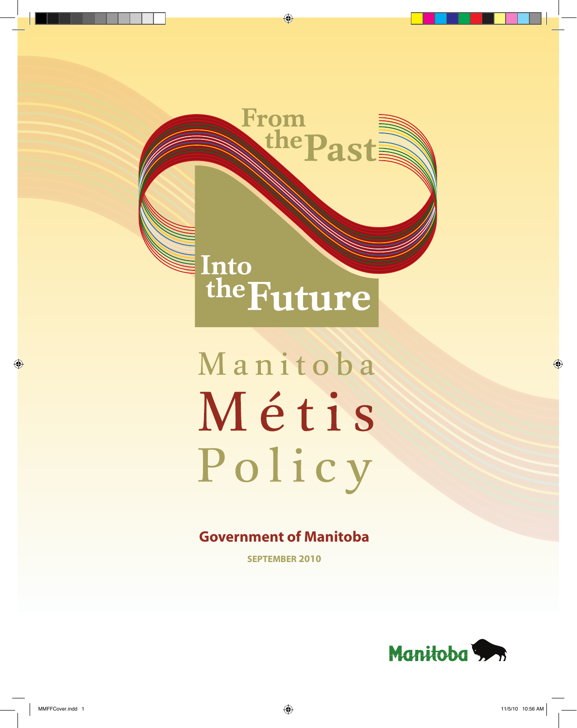From the Past

Into the Future

# Manitoba Métis Policy

**Government of Manitoba**

**SEPTEMBER 2010**

Manitoba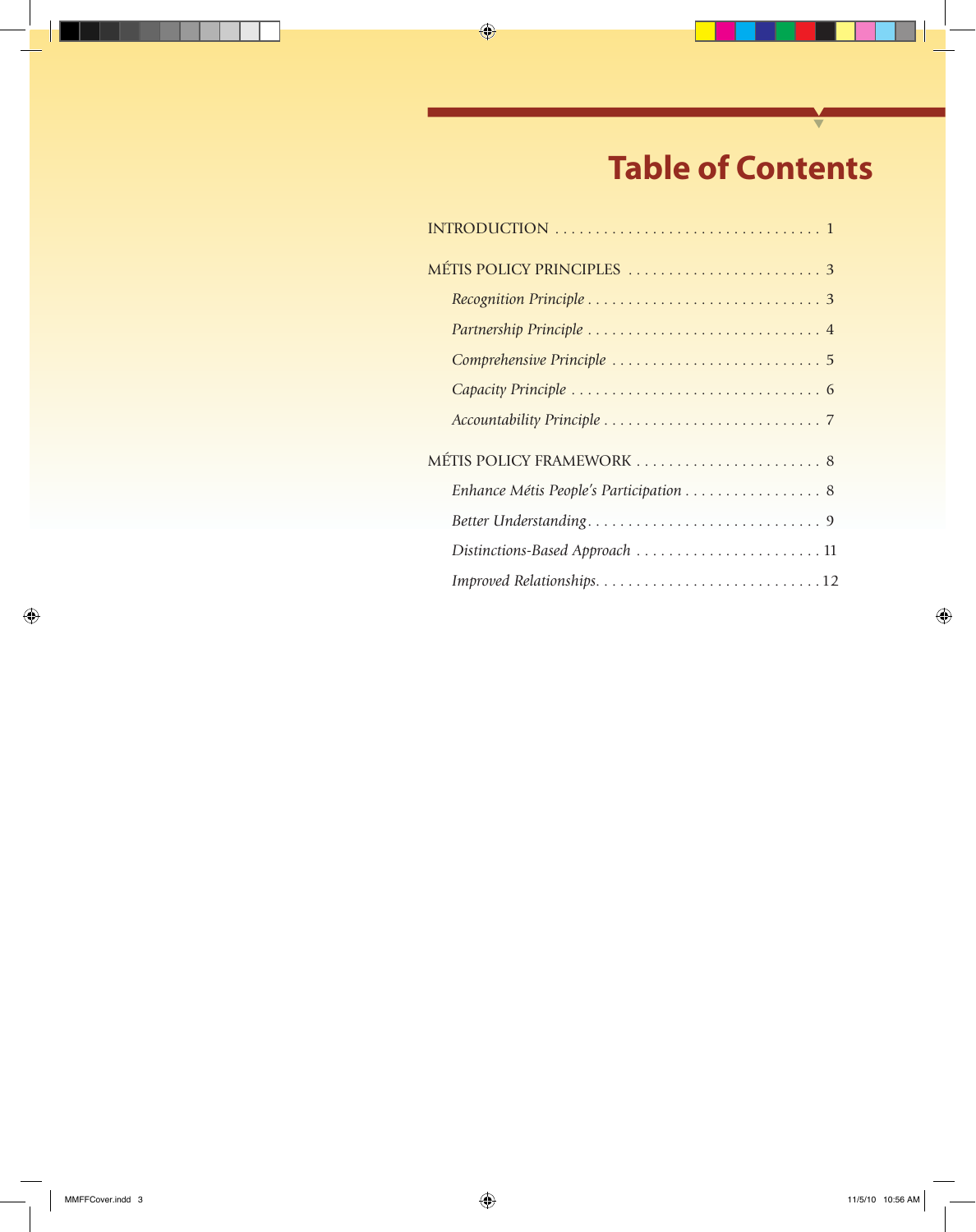# Table of Contents

INTRODUCTION . . . . . . . . . . . . . . . . . . . . . . . . . . . . . . . . . 1

MÉTIS POLICY PRINCIPLES . . . . . . . . . . . . . . . . . . . . . . . . 3

- *Recognition Principle* . . . . . . . . . . . . . . . . . . . . . . . . . . . . 3
- *Partnership Principle* . . . . . . . . . . . . . . . . . . . . . . . . . . . . 4
- *Comprehensive Principle* . . . . . . . . . . . . . . . . . . . . . . . . . . 5
- *Capacity Principle* . . . . . . . . . . . . . . . . . . . . . . . . . . . . . . 6
- *Accountability Principle* . . . . . . . . . . . . . . . . . . . . . . . . . . 7

MÉTIS POLICY FRAMEWORK . . . . . . . . . . . . . . . . . . . . . . . 8

- *Enhance Métis People's Participation* . . . . . . . . . . . . . . . . . 8
- *Better Understanding* . . . . . . . . . . . . . . . . . . . . . . . . . . . . 9
- *Distinctions-Based Approach* . . . . . . . . . . . . . . . . . . . . . . . 11
- *Improved Relationships* . . . . . . . . . . . . . . . . . . . . . . . . . . . 12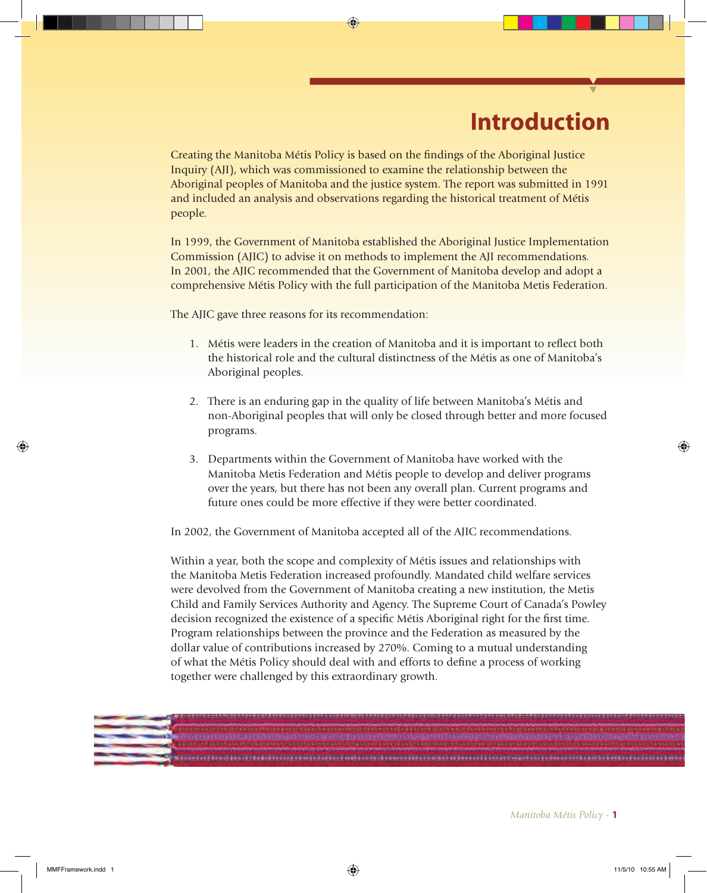# Introduction

Creating the Manitoba Métis Policy is based on the findings of the Aboriginal Justice Inquiry (AJI), which was commissioned to examine the relationship between the Aboriginal peoples of Manitoba and the justice system. The report was submitted in 1991 and included an analysis and observations regarding the historical treatment of Métis people.

In 1999, the Government of Manitoba established the Aboriginal Justice Implementation Commission (AJIC) to advise it on methods to implement the AJI recommendations. In 2001, the AJIC recommended that the Government of Manitoba develop and adopt a comprehensive Métis Policy with the full participation of the Manitoba Metis Federation.

The AJIC gave three reasons for its recommendation:

1. Métis were leaders in the creation of Manitoba and it is important to reflect both the historical role and the cultural distinctness of the Métis as one of Manitoba's Aboriginal peoples.

2. There is an enduring gap in the quality of life between Manitoba's Métis and non-Aboriginal peoples that will only be closed through better and more focused programs.

3. Departments within the Government of Manitoba have worked with the Manitoba Metis Federation and Métis people to develop and deliver programs over the years, but there has not been any overall plan. Current programs and future ones could be more effective if they were better coordinated.

In 2002, the Government of Manitoba accepted all of the AJIC recommendations.

Within a year, both the scope and complexity of Métis issues and relationships with the Manitoba Metis Federation increased profoundly. Mandated child welfare services were devolved from the Government of Manitoba creating a new institution, the Metis Child and Family Services Authority and Agency. The Supreme Court of Canada's Powley decision recognized the existence of a specific Métis Aboriginal right for the first time. Program relationships between the province and the Federation as measured by the dollar value of contributions increased by 270%. Coming to a mutual understanding of what the Métis Policy should deal with and efforts to define a process of working together were challenged by this extraordinary growth.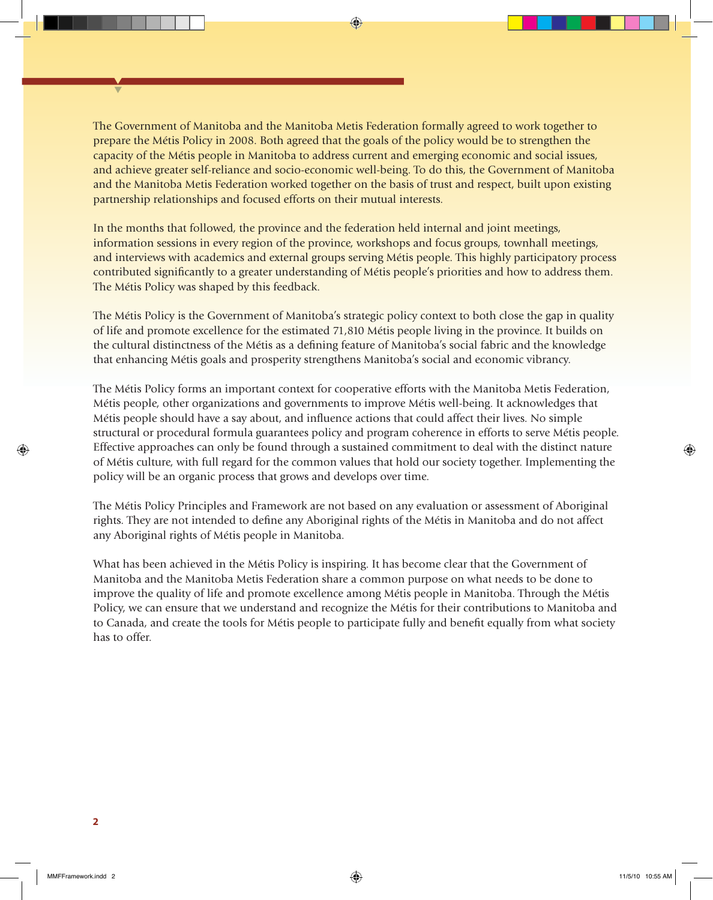The Government of Manitoba and the Manitoba Metis Federation formally agreed to work together to prepare the Métis Policy in 2008. Both agreed that the goals of the policy would be to strengthen the capacity of the Métis people in Manitoba to address current and emerging economic and social issues, and achieve greater self-reliance and socio-economic well-being. To do this, the Government of Manitoba and the Manitoba Metis Federation worked together on the basis of trust and respect, built upon existing partnership relationships and focused efforts on their mutual interests.

In the months that followed, the province and the federation held internal and joint meetings, information sessions in every region of the province, workshops and focus groups, townhall meetings, and interviews with academics and external groups serving Métis people. This highly participatory process contributed significantly to a greater understanding of Métis people's priorities and how to address them. The Métis Policy was shaped by this feedback.

The Métis Policy is the Government of Manitoba's strategic policy context to both close the gap in quality of life and promote excellence for the estimated 71,810 Métis people living in the province. It builds on the cultural distinctness of the Métis as a defining feature of Manitoba's social fabric and the knowledge that enhancing Métis goals and prosperity strengthens Manitoba's social and economic vibrancy.

The Métis Policy forms an important context for cooperative efforts with the Manitoba Metis Federation, Métis people, other organizations and governments to improve Métis well-being. It acknowledges that Métis people should have a say about, and influence actions that could affect their lives. No simple structural or procedural formula guarantees policy and program coherence in efforts to serve Métis people. Effective approaches can only be found through a sustained commitment to deal with the distinct nature of Métis culture, with full regard for the common values that hold our society together. Implementing the policy will be an organic process that grows and develops over time.

The Métis Policy Principles and Framework are not based on any evaluation or assessment of Aboriginal rights. They are not intended to define any Aboriginal rights of the Métis in Manitoba and do not affect any Aboriginal rights of Métis people in Manitoba.

What has been achieved in the Métis Policy is inspiring. It has become clear that the Government of Manitoba and the Manitoba Metis Federation share a common purpose on what needs to be done to improve the quality of life and promote excellence among Métis people in Manitoba. Through the Métis Policy, we can ensure that we understand and recognize the Métis for their contributions to Manitoba and to Canada, and create the tools for Métis people to participate fully and benefit equally from what society has to offer.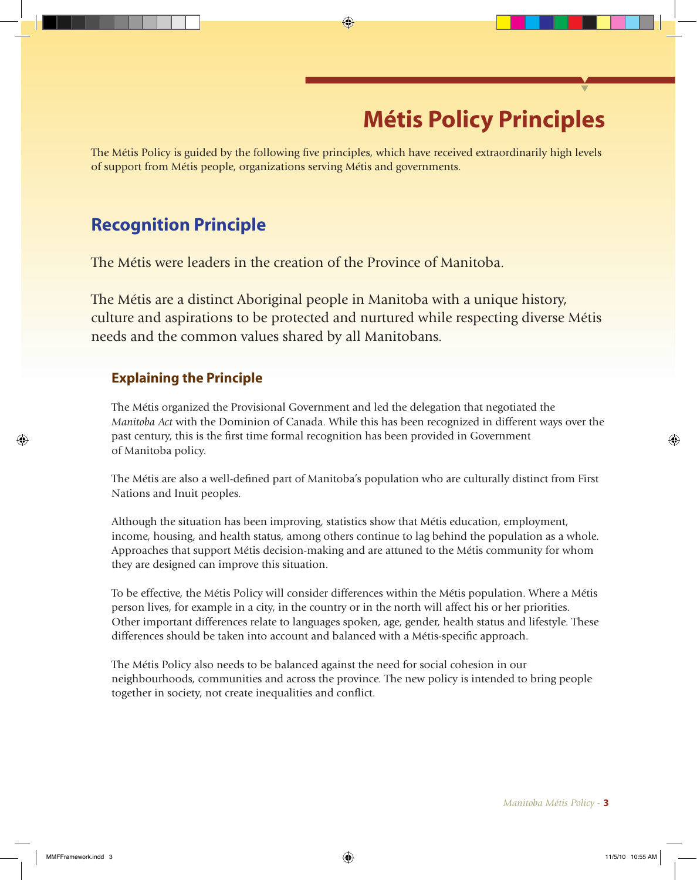# Métis Policy Principles

The Métis Policy is guided by the following five principles, which have received extraordinarily high levels of support from Métis people, organizations serving Métis and governments.

## Recognition Principle

The Métis were leaders in the creation of the Province of Manitoba.

The Métis are a distinct Aboriginal people in Manitoba with a unique history, culture and aspirations to be protected and nurtured while respecting diverse Métis needs and the common values shared by all Manitobans.

### Explaining the Principle

The Métis organized the Provisional Government and led the delegation that negotiated the *Manitoba Act* with the Dominion of Canada. While this has been recognized in different ways over the past century, this is the first time formal recognition has been provided in Government of Manitoba policy.

The Métis are also a well-defined part of Manitoba's population who are culturally distinct from First Nations and Inuit peoples.

Although the situation has been improving, statistics show that Métis education, employment, income, housing, and health status, among others continue to lag behind the population as a whole. Approaches that support Métis decision-making and are attuned to the Métis community for whom they are designed can improve this situation.

To be effective, the Métis Policy will consider differences within the Métis population. Where a Métis person lives, for example in a city, in the country or in the north will affect his or her priorities. Other important differences relate to languages spoken, age, gender, health status and lifestyle. These differences should be taken into account and balanced with a Métis-specific approach.

The Métis Policy also needs to be balanced against the need for social cohesion in our neighbourhoods, communities and across the province. The new policy is intended to bring people together in society, not create inequalities and conflict.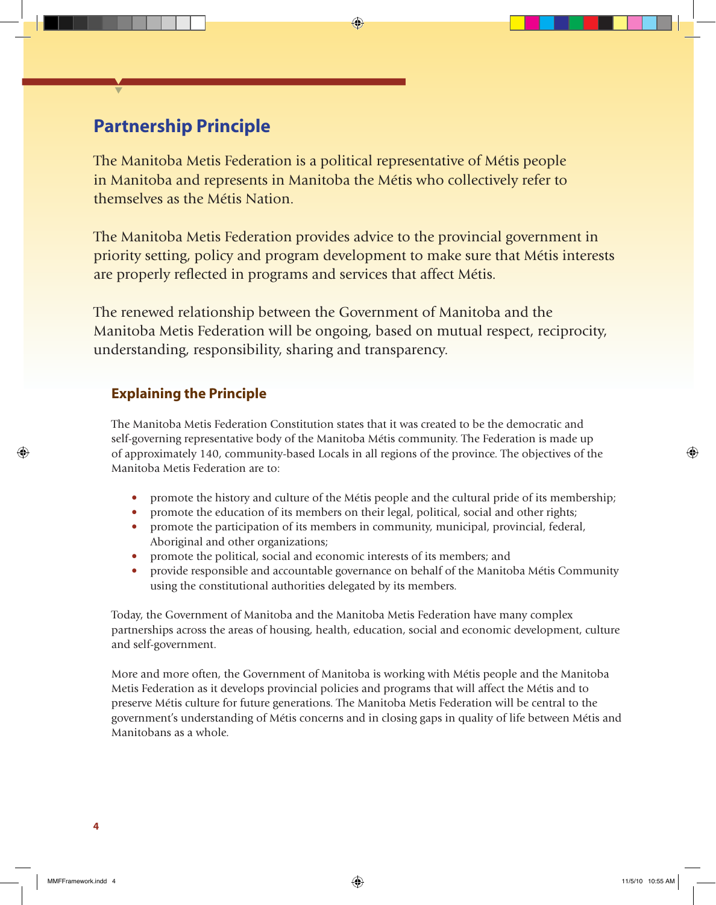## Partnership Principle

The Manitoba Metis Federation is a political representative of Métis people in Manitoba and represents in Manitoba the Métis who collectively refer to themselves as the Métis Nation.

The Manitoba Metis Federation provides advice to the provincial government in priority setting, policy and program development to make sure that Métis interests are properly reflected in programs and services that affect Métis.

The renewed relationship between the Government of Manitoba and the Manitoba Metis Federation will be ongoing, based on mutual respect, reciprocity, understanding, responsibility, sharing and transparency.

### Explaining the Principle

The Manitoba Metis Federation Constitution states that it was created to be the democratic and self-governing representative body of the Manitoba Métis community. The Federation is made up of approximately 140, community-based Locals in all regions of the province. The objectives of the Manitoba Metis Federation are to:

- promote the history and culture of the Métis people and the cultural pride of its membership;
- promote the education of its members on their legal, political, social and other rights;
- promote the participation of its members in community, municipal, provincial, federal, Aboriginal and other organizations;
- promote the political, social and economic interests of its members; and
- provide responsible and accountable governance on behalf of the Manitoba Métis Community using the constitutional authorities delegated by its members.

Today, the Government of Manitoba and the Manitoba Metis Federation have many complex partnerships across the areas of housing, health, education, social and economic development, culture and self-government.

More and more often, the Government of Manitoba is working with Métis people and the Manitoba Metis Federation as it develops provincial policies and programs that will affect the Métis and to preserve Métis culture for future generations. The Manitoba Metis Federation will be central to the government's understanding of Métis concerns and in closing gaps in quality of life between Métis and Manitobans as a whole.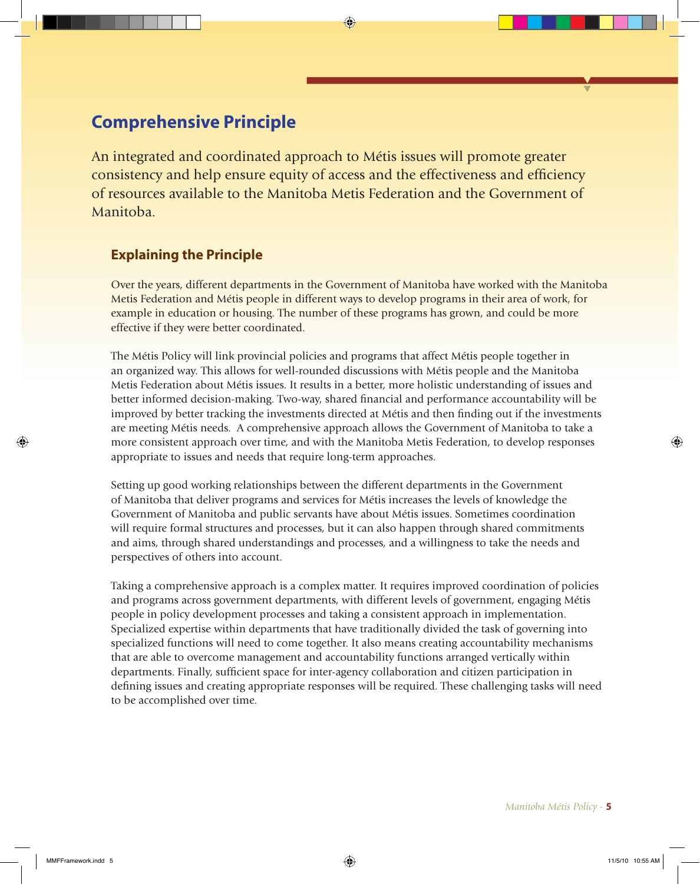## Comprehensive Principle

An integrated and coordinated approach to Métis issues will promote greater consistency and help ensure equity of access and the effectiveness and efficiency of resources available to the Manitoba Metis Federation and the Government of Manitoba.

### Explaining the Principle

Over the years, different departments in the Government of Manitoba have worked with the Manitoba Metis Federation and Métis people in different ways to develop programs in their area of work, for example in education or housing. The number of these programs has grown, and could be more effective if they were better coordinated.

The Métis Policy will link provincial policies and programs that affect Métis people together in an organized way. This allows for well-rounded discussions with Métis people and the Manitoba Metis Federation about Métis issues. It results in a better, more holistic understanding of issues and better informed decision-making. Two-way, shared financial and performance accountability will be improved by better tracking the investments directed at Métis and then finding out if the investments are meeting Métis needs. A comprehensive approach allows the Government of Manitoba to take a more consistent approach over time, and with the Manitoba Metis Federation, to develop responses appropriate to issues and needs that require long-term approaches.

Setting up good working relationships between the different departments in the Government of Manitoba that deliver programs and services for Métis increases the levels of knowledge the Government of Manitoba and public servants have about Métis issues. Sometimes coordination will require formal structures and processes, but it can also happen through shared commitments and aims, through shared understandings and processes, and a willingness to take the needs and perspectives of others into account.

Taking a comprehensive approach is a complex matter. It requires improved coordination of policies and programs across government departments, with different levels of government, engaging Métis people in policy development processes and taking a consistent approach in implementation. Specialized expertise within departments that have traditionally divided the task of governing into specialized functions will need to come together. It also means creating accountability mechanisms that are able to overcome management and accountability functions arranged vertically within departments. Finally, sufficient space for inter-agency collaboration and citizen participation in defining issues and creating appropriate responses will be required. These challenging tasks will need to be accomplished over time.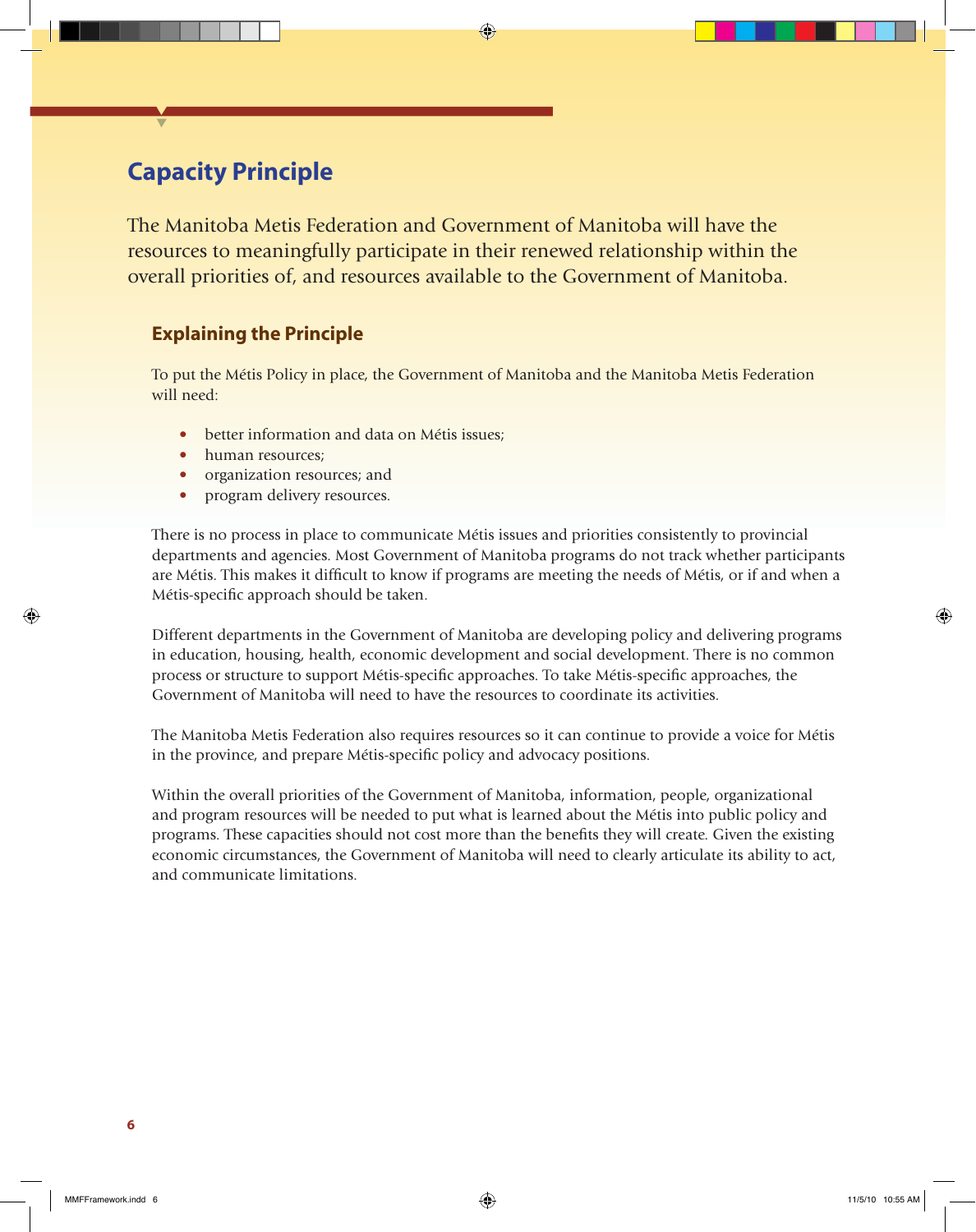## Capacity Principle

The Manitoba Metis Federation and Government of Manitoba will have the resources to meaningfully participate in their renewed relationship within the overall priorities of, and resources available to the Government of Manitoba.

### Explaining the Principle

To put the Métis Policy in place, the Government of Manitoba and the Manitoba Metis Federation will need:

- better information and data on Métis issues;
- human resources;
- organization resources; and
- program delivery resources.

There is no process in place to communicate Métis issues and priorities consistently to provincial departments and agencies. Most Government of Manitoba programs do not track whether participants are Métis. This makes it difficult to know if programs are meeting the needs of Métis, or if and when a Métis-specific approach should be taken.

Different departments in the Government of Manitoba are developing policy and delivering programs in education, housing, health, economic development and social development. There is no common process or structure to support Métis-specific approaches. To take Métis-specific approaches, the Government of Manitoba will need to have the resources to coordinate its activities.

The Manitoba Metis Federation also requires resources so it can continue to provide a voice for Métis in the province, and prepare Métis-specific policy and advocacy positions.

Within the overall priorities of the Government of Manitoba, information, people, organizational and program resources will be needed to put what is learned about the Métis into public policy and programs. These capacities should not cost more than the benefits they will create. Given the existing economic circumstances, the Government of Manitoba will need to clearly articulate its ability to act, and communicate limitations.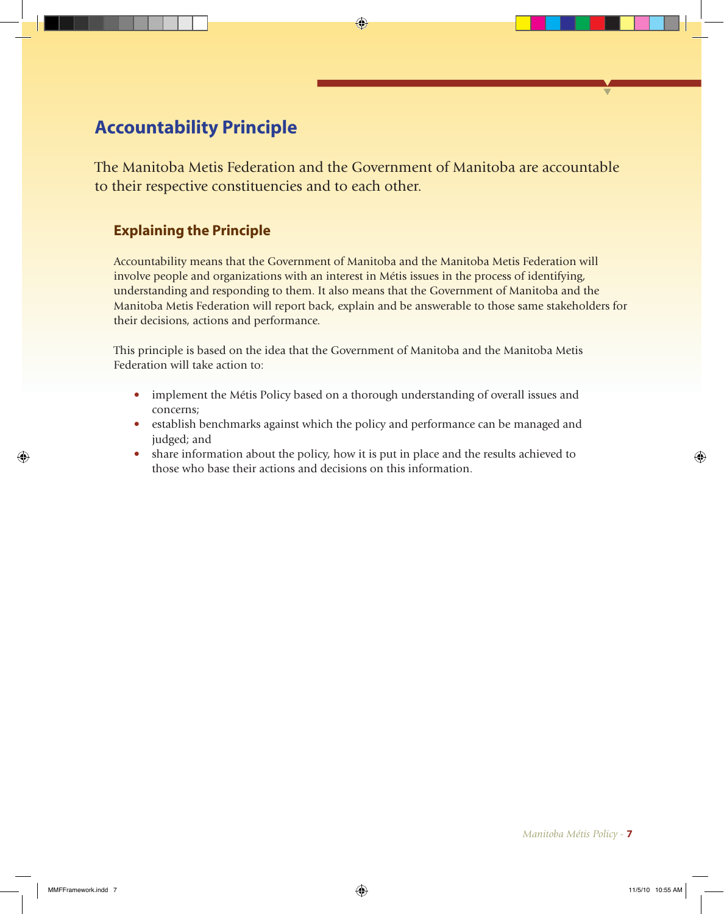## Accountability Principle

The Manitoba Metis Federation and the Government of Manitoba are accountable to their respective constituencies and to each other.

### Explaining the Principle

Accountability means that the Government of Manitoba and the Manitoba Metis Federation will involve people and organizations with an interest in Métis issues in the process of identifying, understanding and responding to them. It also means that the Government of Manitoba and the Manitoba Metis Federation will report back, explain and be answerable to those same stakeholders for their decisions, actions and performance.

This principle is based on the idea that the Government of Manitoba and the Manitoba Metis Federation will take action to:

- implement the Métis Policy based on a thorough understanding of overall issues and concerns;
- establish benchmarks against which the policy and performance can be managed and judged; and
- share information about the policy, how it is put in place and the results achieved to those who base their actions and decisions on this information.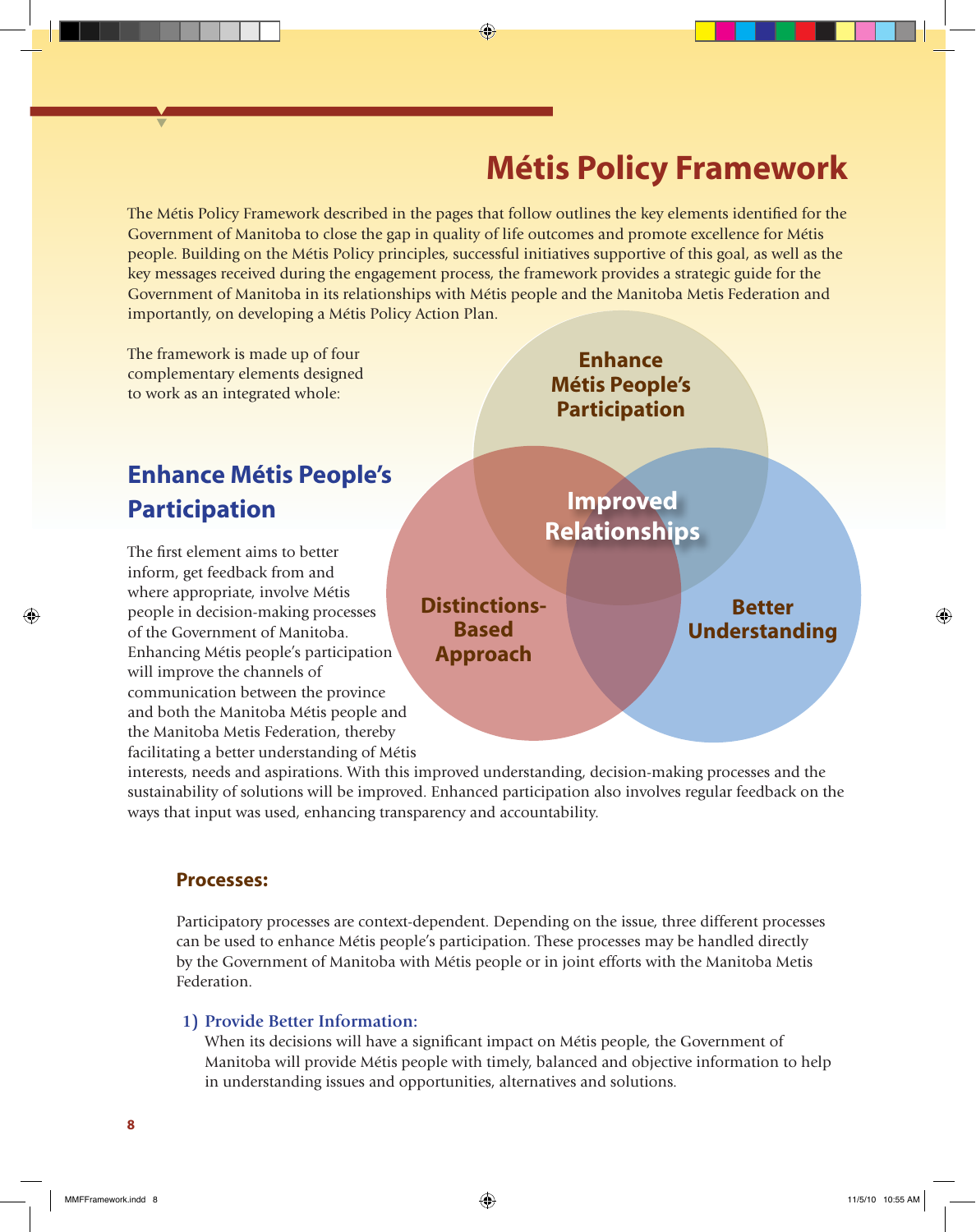# Métis Policy Framework

The Métis Policy Framework described in the pages that follow outlines the key elements identified for the Government of Manitoba to close the gap in quality of life outcomes and promote excellence for Métis people. Building on the Métis Policy principles, successful initiatives supportive of this goal, as well as the key messages received during the engagement process, the framework provides a strategic guide for the Government of Manitoba in its relationships with Métis people and the Manitoba Metis Federation and importantly, on developing a Métis Policy Action Plan.

The framework is made up of four complementary elements designed to work as an integrated whole:

Enhance Métis People's Participation

Improved Relationships

Distinctions-Based Approach

Better Understanding

## Enhance Métis People's Participation

The first element aims to better inform, get feedback from and where appropriate, involve Métis people in decision-making processes of the Government of Manitoba. Enhancing Métis people's participation will improve the channels of communication between the province and both the Manitoba Métis people and the Manitoba Metis Federation, thereby facilitating a better understanding of Métis interests, needs and aspirations. With this improved understanding, decision-making processes and the sustainability of solutions will be improved. Enhanced participation also involves regular feedback on the ways that input was used, enhancing transparency and accountability.

### Processes:

Participatory processes are context-dependent. Depending on the issue, three different processes can be used to enhance Métis people's participation. These processes may be handled directly by the Government of Manitoba with Métis people or in joint efforts with the Manitoba Metis Federation.

1) **Provide Better Information:**
   When its decisions will have a significant impact on Métis people, the Government of Manitoba will provide Métis people with timely, balanced and objective information to help in understanding issues and opportunities, alternatives and solutions.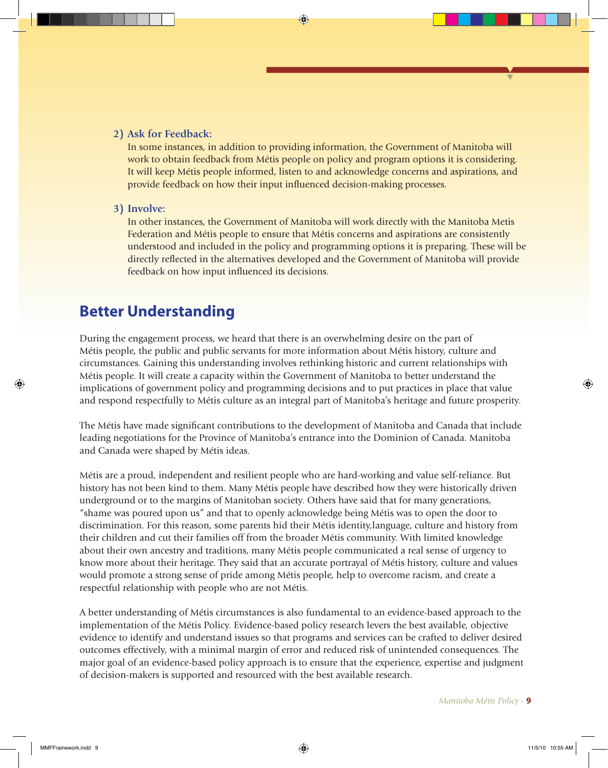2) **Ask for Feedback:**
   In some instances, in addition to providing information, the Government of Manitoba will work to obtain feedback from Métis people on policy and program options it is considering. It will keep Métis people informed, listen to and acknowledge concerns and aspirations, and provide feedback on how their input influenced decision-making processes.

3) **Involve:**
   In other instances, the Government of Manitoba will work directly with the Manitoba Metis Federation and Métis people to ensure that Métis concerns and aspirations are consistently understood and included in the policy and programming options it is preparing. These will be directly reflected in the alternatives developed and the Government of Manitoba will provide feedback on how input influenced its decisions.

## Better Understanding

During the engagement process, we heard that there is an overwhelming desire on the part of Métis people, the public and public servants for more information about Métis history, culture and circumstances. Gaining this understanding involves rethinking historic and current relationships with Métis people. It will create a capacity within the Government of Manitoba to better understand the implications of government policy and programming decisions and to put practices in place that value and respond respectfully to Métis culture as an integral part of Manitoba's heritage and future prosperity.

The Métis have made significant contributions to the development of Manitoba and Canada that include leading negotiations for the Province of Manitoba's entrance into the Dominion of Canada. Manitoba and Canada were shaped by Métis ideas.

Métis are a proud, independent and resilient people who are hard-working and value self-reliance. But history has not been kind to them. Many Métis people have described how they were historically driven underground or to the margins of Manitoban society. Others have said that for many generations, "shame was poured upon us" and that to openly acknowledge being Métis was to open the door to discrimination. For this reason, some parents hid their Métis identity,language, culture and history from their children and cut their families off from the broader Métis community. With limited knowledge about their own ancestry and traditions, many Métis people communicated a real sense of urgency to know more about their heritage. They said that an accurate portrayal of Métis history, culture and values would promote a strong sense of pride among Métis people, help to overcome racism, and create a respectful relationship with people who are not Métis.

A better understanding of Métis circumstances is also fundamental to an evidence-based approach to the implementation of the Métis Policy. Evidence-based policy research levers the best available, objective evidence to identify and understand issues so that programs and services can be crafted to deliver desired outcomes effectively, with a minimal margin of error and reduced risk of unintended consequences. The major goal of an evidence-based policy approach is to ensure that the experience, expertise and judgment of decision-makers is supported and resourced with the best available research.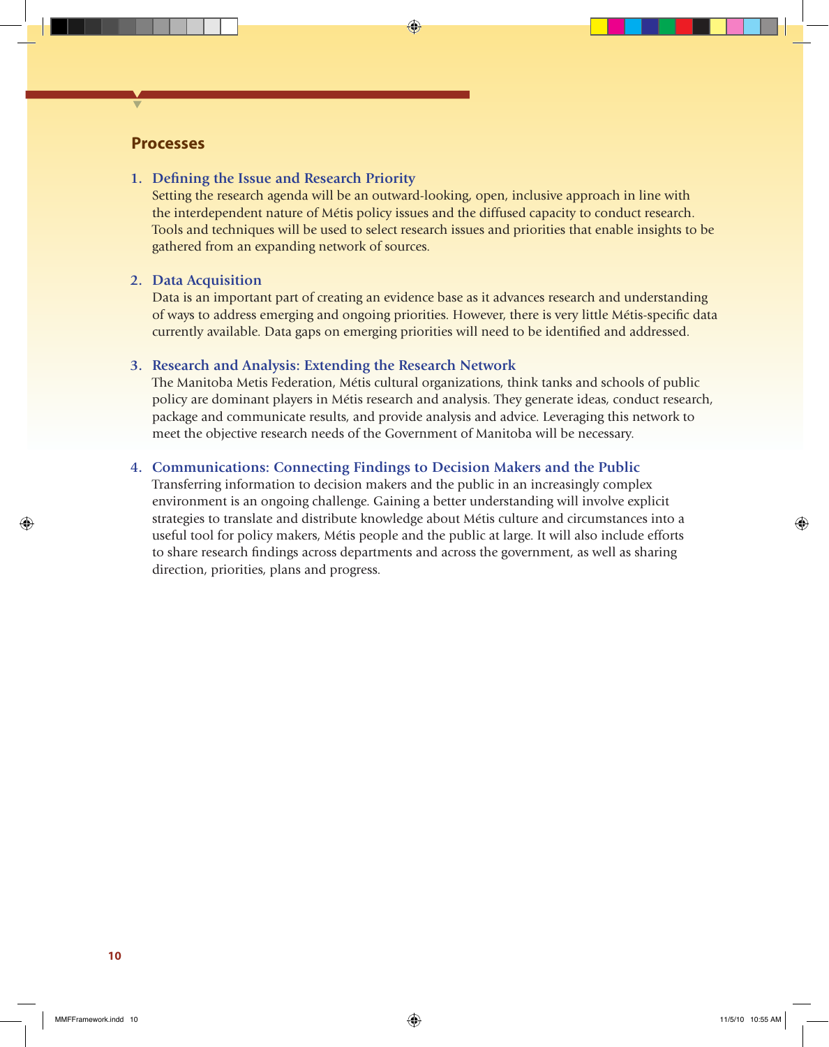## Processes

1. **Defining the Issue and Research Priority**
   Setting the research agenda will be an outward-looking, open, inclusive approach in line with the interdependent nature of Métis policy issues and the diffused capacity to conduct research. Tools and techniques will be used to select research issues and priorities that enable insights to be gathered from an expanding network of sources.

2. **Data Acquisition**
   Data is an important part of creating an evidence base as it advances research and understanding of ways to address emerging and ongoing priorities. However, there is very little Métis-specific data currently available. Data gaps on emerging priorities will need to be identified and addressed.

3. **Research and Analysis: Extending the Research Network**
   The Manitoba Metis Federation, Métis cultural organizations, think tanks and schools of public policy are dominant players in Métis research and analysis. They generate ideas, conduct research, package and communicate results, and provide analysis and advice. Leveraging this network to meet the objective research needs of the Government of Manitoba will be necessary.

4. **Communications: Connecting Findings to Decision Makers and the Public**
   Transferring information to decision makers and the public in an increasingly complex environment is an ongoing challenge. Gaining a better understanding will involve explicit strategies to translate and distribute knowledge about Métis culture and circumstances into a useful tool for policy makers, Métis people and the public at large. It will also include efforts to share research findings across departments and across the government, as well as sharing direction, priorities, plans and progress.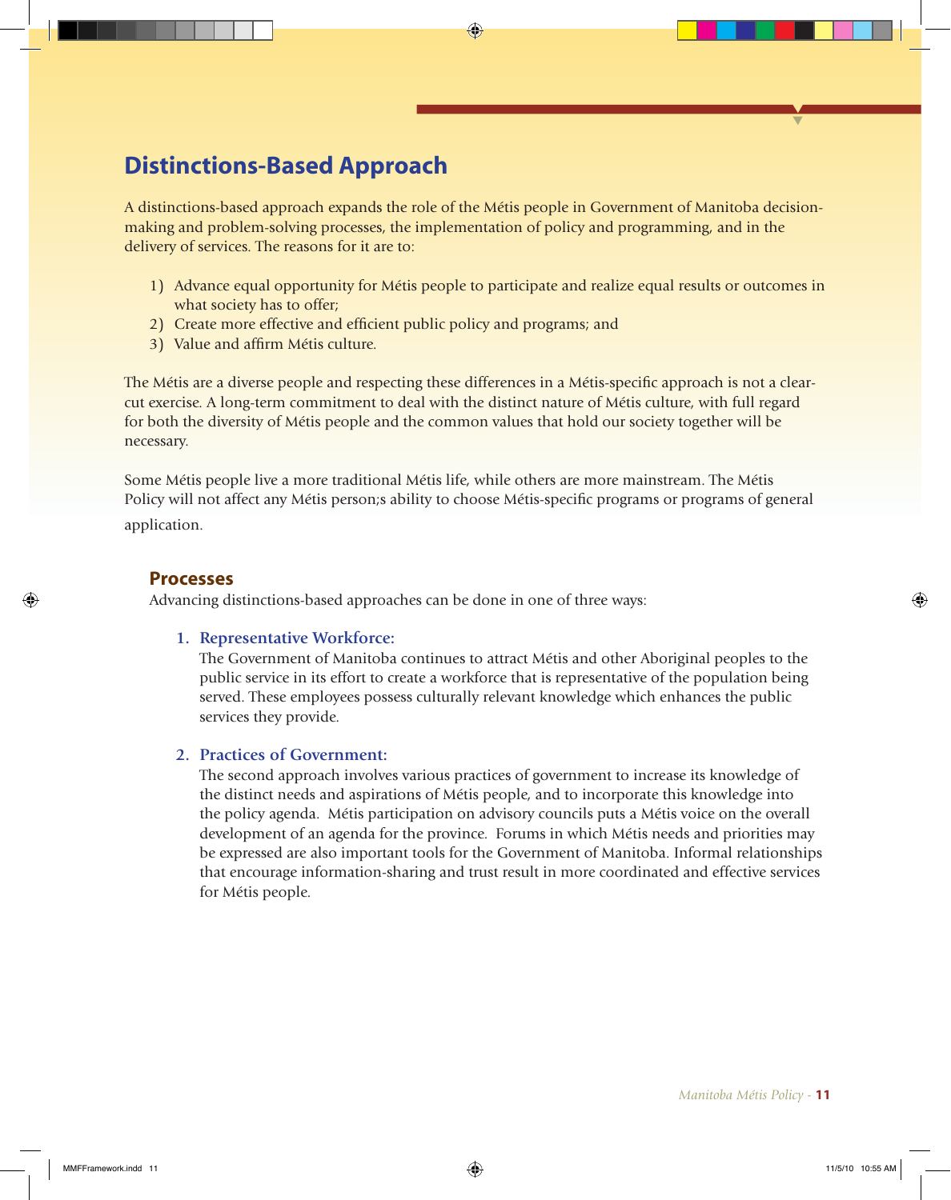## Distinctions-Based Approach

A distinctions-based approach expands the role of the Métis people in Government of Manitoba decision-making and problem-solving processes, the implementation of policy and programming, and in the delivery of services. The reasons for it are to:

1) Advance equal opportunity for Métis people to participate and realize equal results or outcomes in what society has to offer;
2) Create more effective and efficient public policy and programs; and
3) Value and affirm Métis culture.

The Métis are a diverse people and respecting these differences in a Métis-specific approach is not a clear-cut exercise. A long-term commitment to deal with the distinct nature of Métis culture, with full regard for both the diversity of Métis people and the common values that hold our society together will be necessary.

Some Métis people live a more traditional Métis life, while others are more mainstream. The Métis Policy will not affect any Métis person;s ability to choose Métis-specific programs or programs of general application.

### Processes

Advancing distinctions-based approaches can be done in one of three ways:

1. **Representative Workforce:**
   The Government of Manitoba continues to attract Métis and other Aboriginal peoples to the public service in its effort to create a workforce that is representative of the population being served. These employees possess culturally relevant knowledge which enhances the public services they provide.

2. **Practices of Government:**
   The second approach involves various practices of government to increase its knowledge of the distinct needs and aspirations of Métis people, and to incorporate this knowledge into the policy agenda. Métis participation on advisory councils puts a Métis voice on the overall development of an agenda for the province. Forums in which Métis needs and priorities may be expressed are also important tools for the Government of Manitoba. Informal relationships that encourage information-sharing and trust result in more coordinated and effective services for Métis people.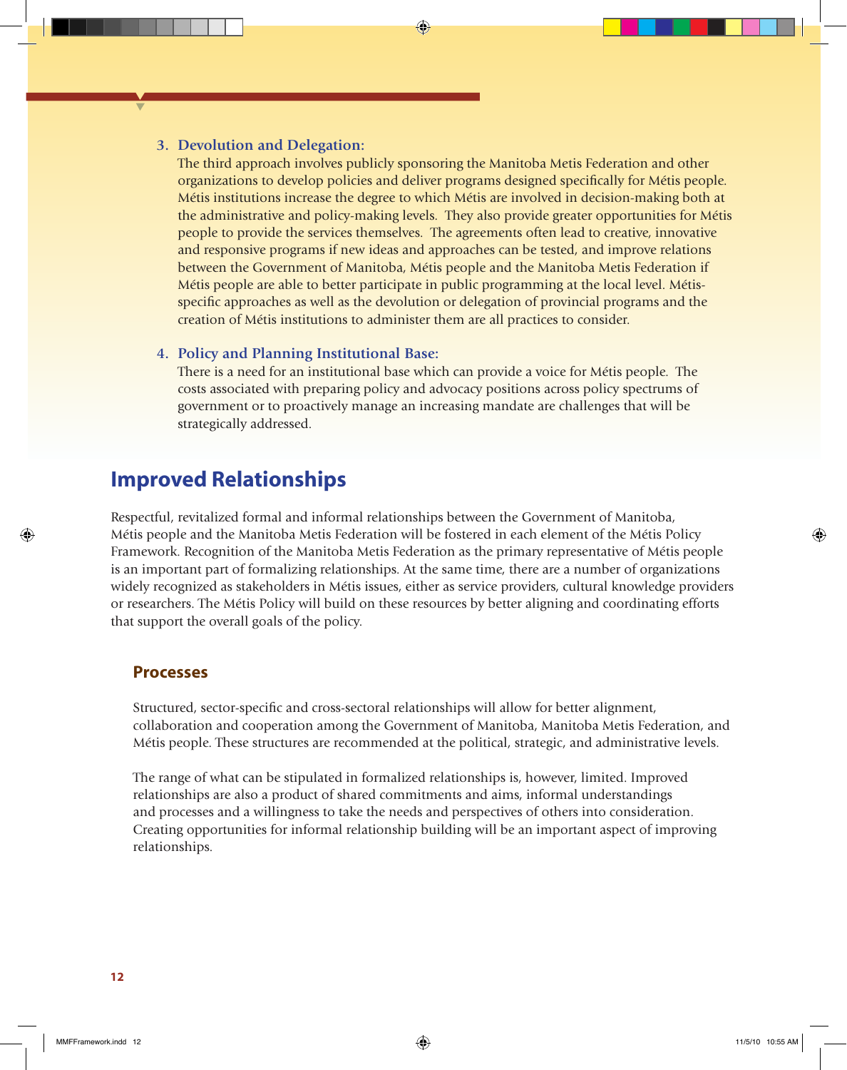3. **Devolution and Delegation:**

   The third approach involves publicly sponsoring the Manitoba Metis Federation and other organizations to develop policies and deliver programs designed specifically for Métis people. Métis institutions increase the degree to which Métis are involved in decision-making both at the administrative and policy-making levels. They also provide greater opportunities for Métis people to provide the services themselves. The agreements often lead to creative, innovative and responsive programs if new ideas and approaches can be tested, and improve relations between the Government of Manitoba, Métis people and the Manitoba Metis Federation if Métis people are able to better participate in public programming at the local level. Métis-specific approaches as well as the devolution or delegation of provincial programs and the creation of Métis institutions to administer them are all practices to consider.

4. **Policy and Planning Institutional Base:**

   There is a need for an institutional base which can provide a voice for Métis people. The costs associated with preparing policy and advocacy positions across policy spectrums of government or to proactively manage an increasing mandate are challenges that will be strategically addressed.

## Improved Relationships

Respectful, revitalized formal and informal relationships between the Government of Manitoba, Métis people and the Manitoba Metis Federation will be fostered in each element of the Métis Policy Framework. Recognition of the Manitoba Metis Federation as the primary representative of Métis people is an important part of formalizing relationships. At the same time, there are a number of organizations widely recognized as stakeholders in Métis issues, either as service providers, cultural knowledge providers or researchers. The Métis Policy will build on these resources by better aligning and coordinating efforts that support the overall goals of the policy.

### Processes

Structured, sector-specific and cross-sectoral relationships will allow for better alignment, collaboration and cooperation among the Government of Manitoba, Manitoba Metis Federation, and Métis people. These structures are recommended at the political, strategic, and administrative levels.

The range of what can be stipulated in formalized relationships is, however, limited. Improved relationships are also a product of shared commitments and aims, informal understandings and processes and a willingness to take the needs and perspectives of others into consideration. Creating opportunities for informal relationship building will be an important aspect of improving relationships.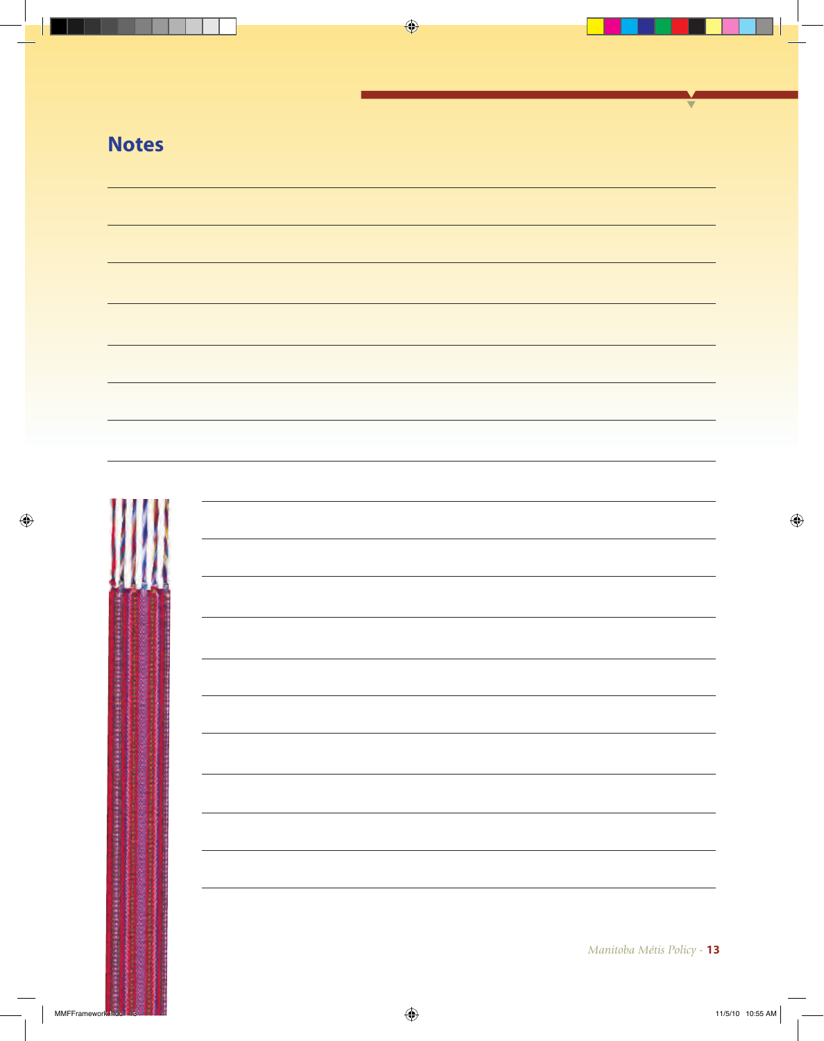## Notes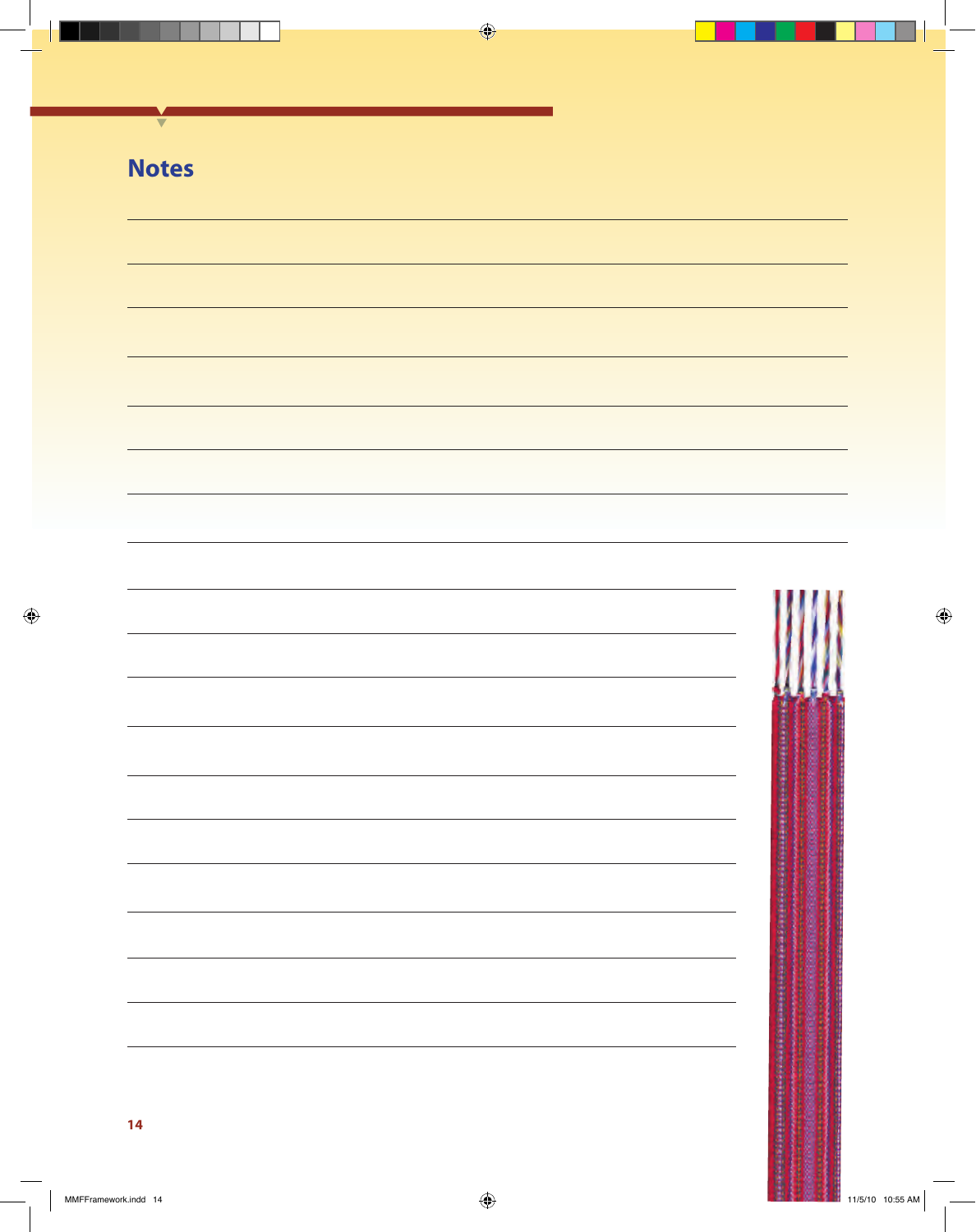# Notes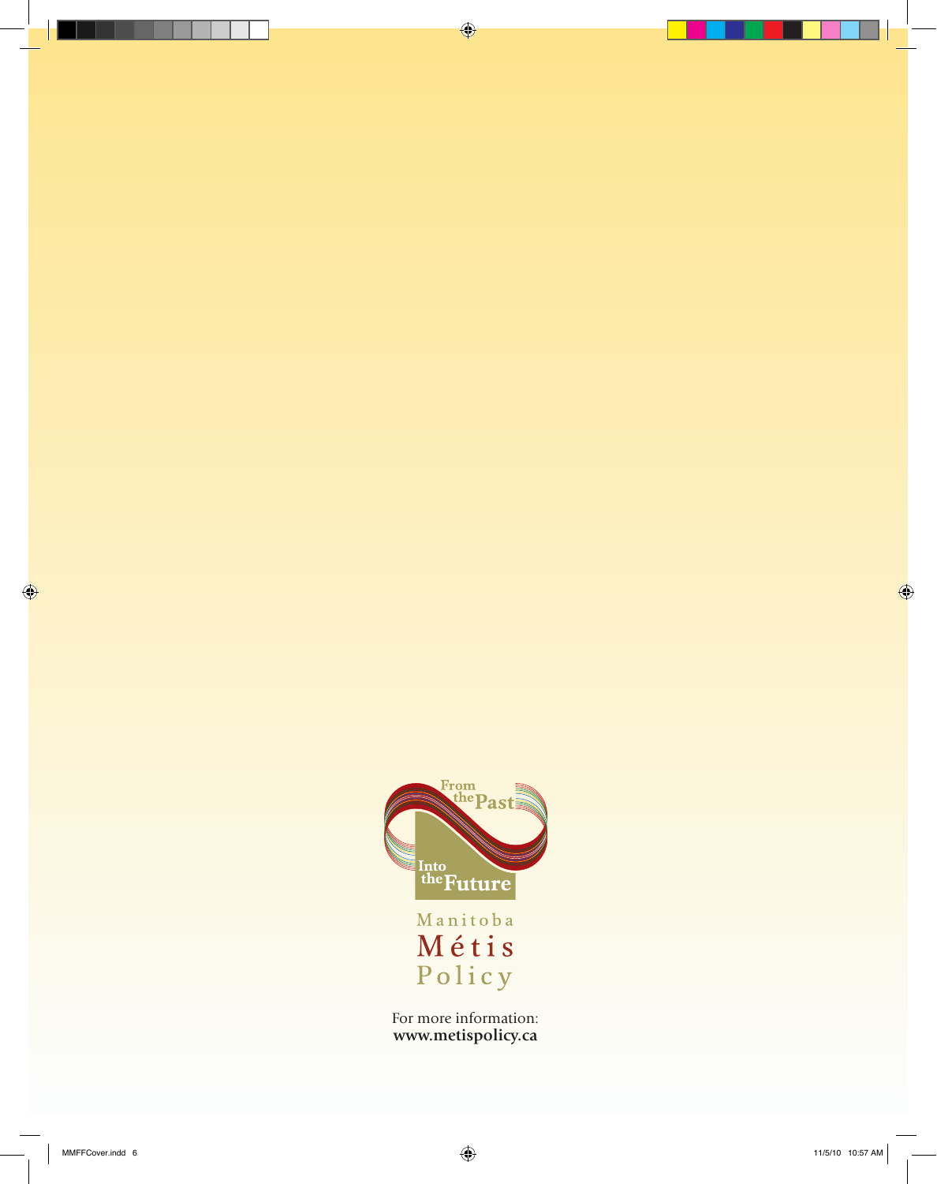From the Past

Into the Future

Manitoba
Métis
Policy

For more information:
**www.metispolicy.ca**